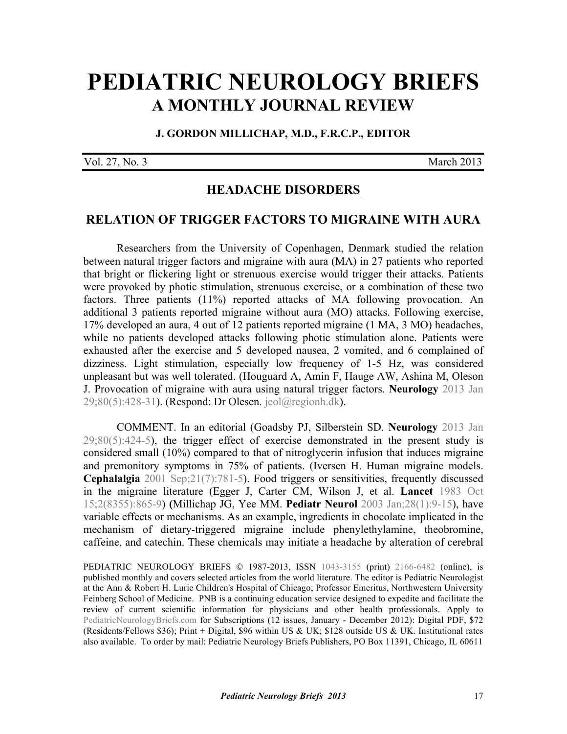# PEDIATRIC NEUROLOGY BRIEFS

## A MONTHLY JOURNAL REVIEW

**J. GORDON MILLICHAP, M.D., F.R.C.P., EDITOR**

Vol. 27, No. 3 March 2013

## HEADACHE DISORDERS

### RELATION OF TRIGGER FACTORS TO MIGRAINE WITH AURA

Researchers from the University of Copenhagen, Denmark studied the relation between natural trigger factors and migraine with aura (MA) in 27 patients who reported that bright or flickering light or strenuous exercise would trigger their attacks. Patients were provoked by photic stimulation, strenuous exercise, or a combination of these two factors. Three patients (11%) reported attacks of MA following provocation. An additional 3 patients reported migraine without aura (MO) attacks. Following exercise, 17% developed an aura, 4 out of 12 patients reported migraine (1 MA, 3 MO) headaches, while no patients developed attacks following photic stimulation alone. Patients were exhausted after the exercise and 5 developed nausea, 2 vomited, and 6 complained of dizziness. Light stimulation, especially low frequency of 1-5 Hz, was considered unpleasant but was well tolerated. (Houguard A, Amin F, Hauge AW, Ashina M, Oleson J. Provocation of migraine with aura using natural trigger factors. **Neurology** 2013 Jan 29;80(5):428-31). (Respond: Dr Olesen. jeol@regionh.dk).

COMMENT. In an editorial (Goadsby PJ, Silberstein SD. **Neurology** 2013 Jan 29;80(5):424-5), the trigger effect of exercise demonstrated in the present study is considered small (10%) compared to that of nitroglycerin infusion that induces migraine and premonitory symptoms in 75% of patients. (Iversen H. Human migraine models. **Cephalalgia** 2001 Sep;21(7):781-5). Food triggers or sensitivities, frequently discussed in the migraine literature (Egger J, Carter CM, Wilson J, et al. **Lancet** 1983 Oct 15;2(8355):865-9) (Millichap JG, Yee MM. **Pediatr Neurol** 2003 Jan;28(1):9-15), have variable effects or mechanisms. As an example, ingredients in chocolate implicated in the mechanism of dietary-triggered migraine include phenylethylamine, theobromine, caffeine, and catechin. These chemicals may initiate a headache by alteration of cerebral

---

PEDIATRIC NEUROLOGY BRIEFS © 1987-2013, ISSN 1043-3155 (print) 2166-6482 (online), is published monthly and covers selected articles from the world literature. The editor is Pediatric Neurologist at the Ann & Robert H. Lurie Children's Hospital of Chicago; Professor Emeritus, Northwestern University Feinberg School of Medicine. PNB is a continuing education service designed to expedite and facilitate the review of current scientific information for physicians and other health professionals. Apply to PediatricNeurologyBriefs.com for Subscriptions (12 issues, January - December 2012): Digital PDF, $72 (Residents/Fellows $36); Print + Digital, $96 within US & UK; $128 outside US & UK. Institutional rates also available. To order by mail: Pediatric Neurology Briefs Publishers, PO Box 11391, Chicago, IL 60611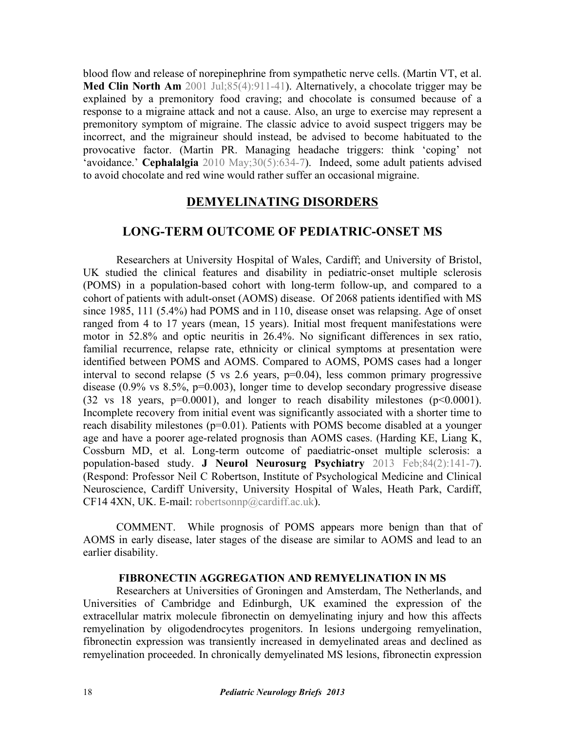blood flow and release of norepinephrine from sympathetic nerve cells. (Martin VT, et al. **Med Clin North Am** 2001 Jul;85(4):911-41). Alternatively, a chocolate trigger may be explained by a premonitory food craving; and chocolate is consumed because of a response to a migraine attack and not a cause. Also, an urge to exercise may represent a premonitory symptom of migraine. The classic advice to avoid suspect triggers may be incorrect, and the migraineur should instead, be advised to become habituated to the provocative factor. (Martin PR. Managing headache triggers: think 'coping' not 'avoidance.' **Cephalalgia** 2010 May;30(5):634-7). Indeed, some adult patients advised to avoid chocolate and red wine would rather suffer an occasional migraine.

## DEMYELINATING DISORDERS

## LONG-TERM OUTCOME OF PEDIATRIC-ONSET MS

Researchers at University Hospital of Wales, Cardiff; and University of Bristol, UK studied the clinical features and disability in pediatric-onset multiple sclerosis (POMS) in a population-based cohort with long-term follow-up, and compared to a cohort of patients with adult-onset (AOMS) disease. Of 2068 patients identified with MS since 1985, 111 (5.4%) had POMS and in 110, disease onset was relapsing. Age of onset ranged from 4 to 17 years (mean, 15 years). Initial most frequent manifestations were motor in 52.8% and optic neuritis in 26.4%. No significant differences in sex ratio, familial recurrence, relapse rate, ethnicity or clinical symptoms at presentation were identified between POMS and AOMS. Compared to AOMS, POMS cases had a longer interval to second relapse (5 vs 2.6 years, p=0.04), less common primary progressive disease (0.9% vs 8.5%, p=0.003), longer time to develop secondary progressive disease (32 vs 18 years, p=0.0001), and longer to reach disability milestones (p<0.0001). Incomplete recovery from initial event was significantly associated with a shorter time to reach disability milestones (p=0.01). Patients with POMS become disabled at a younger age and have a poorer age-related prognosis than AOMS cases. (Harding KE, Liang K, Cossburn MD, et al. Long-term outcome of paediatric-onset multiple sclerosis: a population-based study. **J Neurol Neurosurg Psychiatry** 2013 Feb;84(2):141-7). (Respond: Professor Neil C Robertson, Institute of Psychological Medicine and Clinical Neuroscience, Cardiff University, University Hospital of Wales, Heath Park, Cardiff, CF14 4XN, UK. E-mail: robertsonnp@cardiff.ac.uk).

COMMENT. While prognosis of POMS appears more benign than that of AOMS in early disease, later stages of the disease are similar to AOMS and lead to an earlier disability.

### FIBRONECTIN AGGREGATION AND REMYELINATION IN MS

Researchers at Universities of Groningen and Amsterdam, The Netherlands, and Universities of Cambridge and Edinburgh, UK examined the expression of the extracellular matrix molecule fibronectin on demyelinating injury and how this affects remyelination by oligodendrocytes progenitors. In lesions undergoing remyelination, fibronectin expression was transiently increased in demyelinated areas and declined as remyelination proceeded. In chronically demyelinated MS lesions, fibronectin expression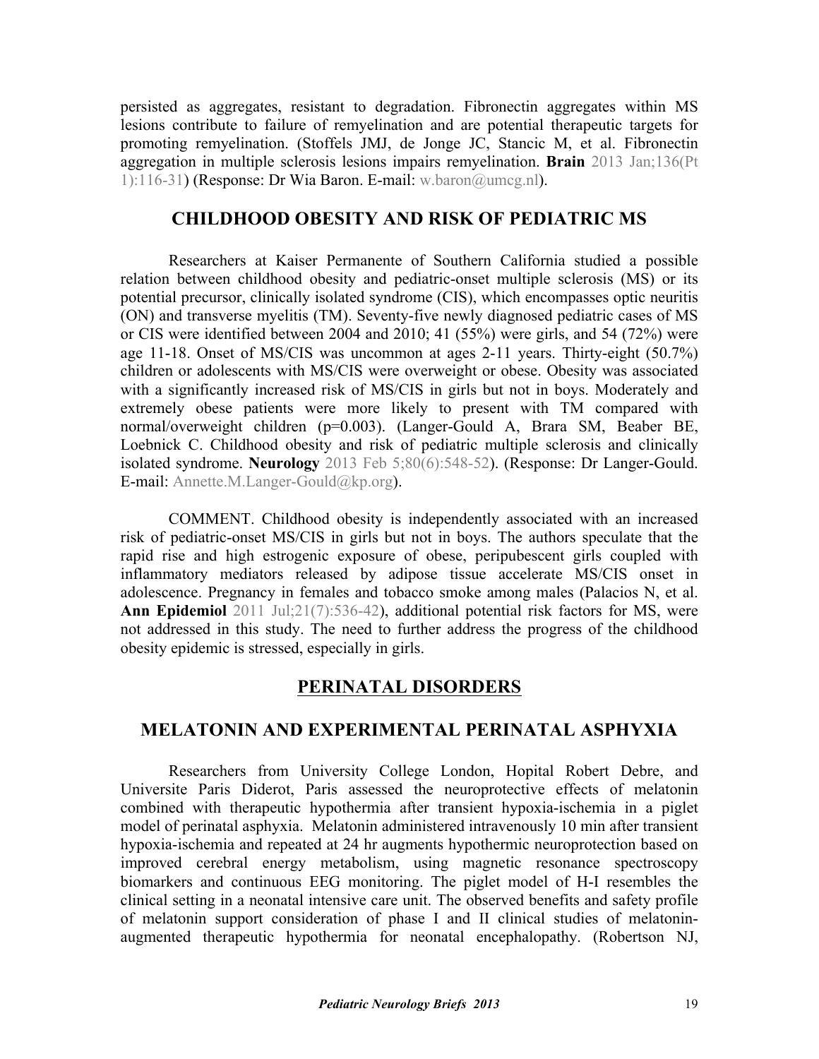persisted as aggregates, resistant to degradation. Fibronectin aggregates within MS lesions contribute to failure of remyelination and are potential therapeutic targets for promoting remyelination. (Stoffels JMJ, de Jonge JC, Stancic M, et al. Fibronectin aggregation in multiple sclerosis lesions impairs remyelination. **Brain** 2013 Jan;136(Pt 1):116-31) (Response: Dr Wia Baron. E-mail: w.baron@umcg.nl).

## CHILDHOOD OBESITY AND RISK OF PEDIATRIC MS

Researchers at Kaiser Permanente of Southern California studied a possible relation between childhood obesity and pediatric-onset multiple sclerosis (MS) or its potential precursor, clinically isolated syndrome (CIS), which encompasses optic neuritis (ON) and transverse myelitis (TM). Seventy-five newly diagnosed pediatric cases of MS or CIS were identified between 2004 and 2010; 41 (55%) were girls, and 54 (72%) were age 11-18. Onset of MS/CIS was uncommon at ages 2-11 years. Thirty-eight (50.7%) children or adolescents with MS/CIS were overweight or obese. Obesity was associated with a significantly increased risk of MS/CIS in girls but not in boys. Moderately and extremely obese patients were more likely to present with TM compared with normal/overweight children ($p=0.003$). (Langer-Gould A, Brara SM, Beaber BE, Loebnick C. Childhood obesity and risk of pediatric multiple sclerosis and clinically isolated syndrome. **Neurology** 2013 Feb 5;80(6):548-52). (Response: Dr Langer-Gould. E-mail: Annette.M.Langer-Gould@kp.org).

COMMENT. Childhood obesity is independently associated with an increased risk of pediatric-onset MS/CIS in girls but not in boys. The authors speculate that the rapid rise and high estrogenic exposure of obese, peripubescent girls coupled with inflammatory mediators released by adipose tissue accelerate MS/CIS onset in adolescence. Pregnancy in females and tobacco smoke among males (Palacios N, et al. **Ann Epidemiol** 2011 Jul;21(7):536-42), additional potential risk factors for MS, were not addressed in this study. The need to further address the progress of the childhood obesity epidemic is stressed, especially in girls.

# PERINATAL DISORDERS

## MELATONIN AND EXPERIMENTAL PERINATAL ASPHYXIA

Researchers from University College London, Hopital Robert Debre, and Universite Paris Diderot, Paris assessed the neuroprotective effects of melatonin combined with therapeutic hypothermia after transient hypoxia-ischemia in a piglet model of perinatal asphyxia. Melatonin administered intravenously 10 min after transient hypoxia-ischemia and repeated at 24 hr augments hypothermic neuroprotection based on improved cerebral energy metabolism, using magnetic resonance spectroscopy biomarkers and continuous EEG monitoring. The piglet model of H-I resembles the clinical setting in a neonatal intensive care unit. The observed benefits and safety profile of melatonin support consideration of phase I and II clinical studies of melatonin-augmented therapeutic hypothermia for neonatal encephalopathy. (Robertson NJ,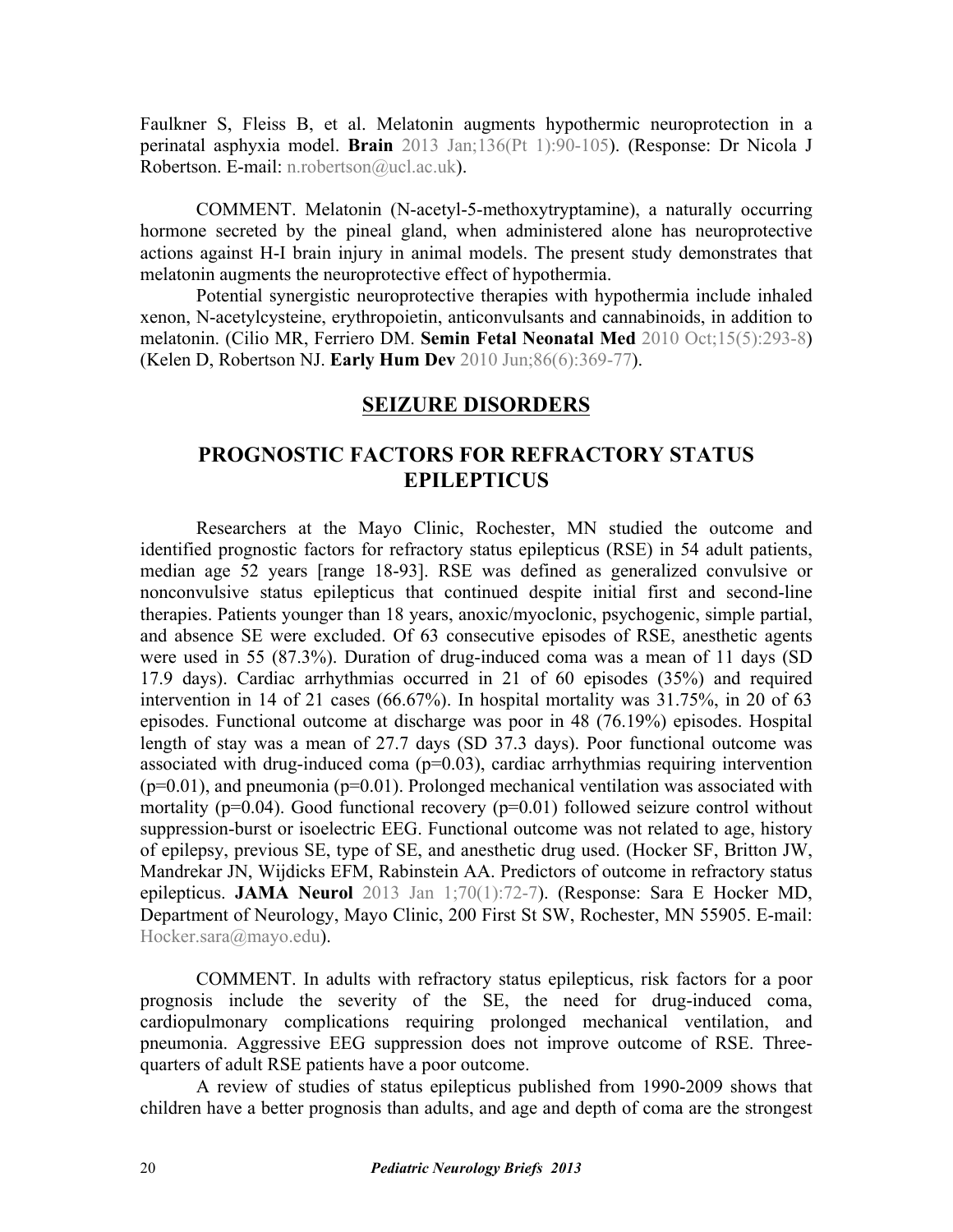Faulkner S, Fleiss B, et al. Melatonin augments hypothermic neuroprotection in a perinatal asphyxia model. **Brain** 2013 Jan;136(Pt 1):90-105). (Response: Dr Nicola J Robertson. E-mail: n.robertson@ucl.ac.uk).

COMMENT. Melatonin (N-acetyl-5-methoxytryptamine), a naturally occurring hormone secreted by the pineal gland, when administered alone has neuroprotective actions against H-I brain injury in animal models. The present study demonstrates that melatonin augments the neuroprotective effect of hypothermia.

Potential synergistic neuroprotective therapies with hypothermia include inhaled xenon, N-acetylcysteine, erythropoietin, anticonvulsants and cannabinoids, in addition to melatonin. (Cilio MR, Ferriero DM. **Semin Fetal Neonatal Med** 2010 Oct;15(5):293-8) (Kelen D, Robertson NJ. **Early Hum Dev** 2010 Jun;86(6):369-77).

## SEIZURE DISORDERS

## PROGNOSTIC FACTORS FOR REFRACTORY STATUS EPILEPTICUS

Researchers at the Mayo Clinic, Rochester, MN studied the outcome and identified prognostic factors for refractory status epilepticus (RSE) in 54 adult patients, median age 52 years [range 18-93]. RSE was defined as generalized convulsive or nonconvulsive status epilepticus that continued despite initial first and second-line therapies. Patients younger than 18 years, anoxic/myoclonic, psychogenic, simple partial, and absence SE were excluded. Of 63 consecutive episodes of RSE, anesthetic agents were used in 55 (87.3%). Duration of drug-induced coma was a mean of 11 days (SD 17.9 days). Cardiac arrhythmias occurred in 21 of 60 episodes (35%) and required intervention in 14 of 21 cases (66.67%). In hospital mortality was 31.75%, in 20 of 63 episodes. Functional outcome at discharge was poor in 48 (76.19%) episodes. Hospital length of stay was a mean of 27.7 days (SD 37.3 days). Poor functional outcome was associated with drug-induced coma ($p=0.03$), cardiac arrhythmias requiring intervention ($p=0.01$), and pneumonia ($p=0.01$). Prolonged mechanical ventilation was associated with mortality ($p=0.04$). Good functional recovery ($p=0.01$) followed seizure control without suppression-burst or isoelectric EEG. Functional outcome was not related to age, history of epilepsy, previous SE, type of SE, and anesthetic drug used. (Hocker SF, Britton JW, Mandrekar JN, Wijdicks EFM, Rabinstein AA. Predictors of outcome in refractory status epilepticus. **JAMA Neurol** 2013 Jan 1;70(1):72-7). (Response: Sara E Hocker MD, Department of Neurology, Mayo Clinic, 200 First St SW, Rochester, MN 55905. E-mail: Hocker.sara@mayo.edu).

COMMENT. In adults with refractory status epilepticus, risk factors for a poor prognosis include the severity of the SE, the need for drug-induced coma, cardiopulmonary complications requiring prolonged mechanical ventilation, and pneumonia. Aggressive EEG suppression does not improve outcome of RSE. Three-quarters of adult RSE patients have a poor outcome.

A review of studies of status epilepticus published from 1990-2009 shows that children have a better prognosis than adults, and age and depth of coma are the strongest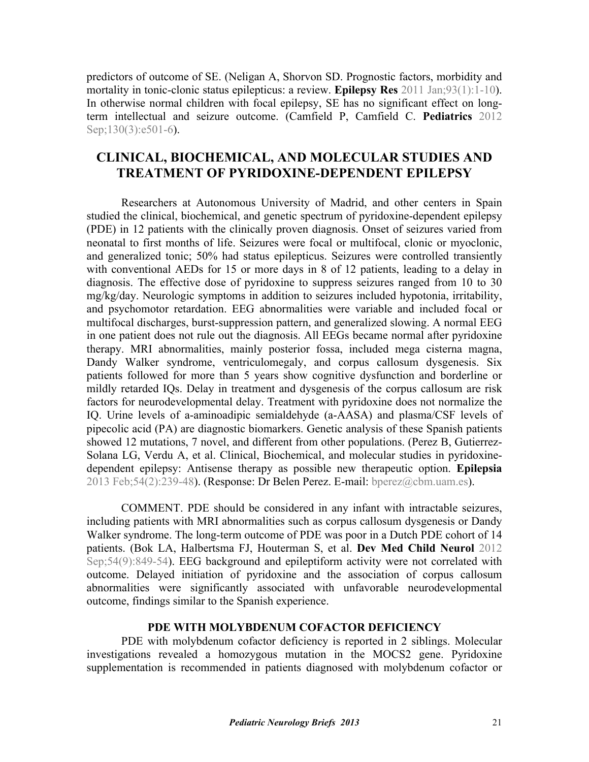predictors of outcome of SE. (Neligan A, Shorvon SD. Prognostic factors, morbidity and mortality in tonic-clonic status epilepticus: a review. **Epilepsy Res** 2011 Jan;93(1):1-10). In otherwise normal children with focal epilepsy, SE has no significant effect on long-term intellectual and seizure outcome. (Camfield P, Camfield C. **Pediatrics** 2012 Sep;130(3):e501-6).

## CLINICAL, BIOCHEMICAL, AND MOLECULAR STUDIES AND TREATMENT OF PYRIDOXINE-DEPENDENT EPILEPSY

Researchers at Autonomous University of Madrid, and other centers in Spain studied the clinical, biochemical, and genetic spectrum of pyridoxine-dependent epilepsy (PDE) in 12 patients with the clinically proven diagnosis. Onset of seizures varied from neonatal to first months of life. Seizures were focal or multifocal, clonic or myoclonic, and generalized tonic; 50% had status epilepticus. Seizures were controlled transiently with conventional AEDs for 15 or more days in 8 of 12 patients, leading to a delay in diagnosis. The effective dose of pyridoxine to suppress seizures ranged from 10 to 30 mg/kg/day. Neurologic symptoms in addition to seizures included hypotonia, irritability, and psychomotor retardation. EEG abnormalities were variable and included focal or multifocal discharges, burst-suppression pattern, and generalized slowing. A normal EEG in one patient does not rule out the diagnosis. All EEGs became normal after pyridoxine therapy. MRI abnormalities, mainly posterior fossa, included mega cisterna magna, Dandy Walker syndrome, ventriculomegaly, and corpus callosum dysgenesis. Six patients followed for more than 5 years show cognitive dysfunction and borderline or mildly retarded IQs. Delay in treatment and dysgenesis of the corpus callosum are risk factors for neurodevelopmental delay. Treatment with pyridoxine does not normalize the IQ. Urine levels of a-aminoadipic semialdehyde (a-AASA) and plasma/CSF levels of pipecolic acid (PA) are diagnostic biomarkers. Genetic analysis of these Spanish patients showed 12 mutations, 7 novel, and different from other populations. (Perez B, Gutierrez-Solana LG, Verdu A, et al. Clinical, Biochemical, and molecular studies in pyridoxine-dependent epilepsy: Antisense therapy as possible new therapeutic option. **Epilepsia** 2013 Feb;54(2):239-48). (Response: Dr Belen Perez. E-mail: bperez@cbm.uam.es).

COMMENT. PDE should be considered in any infant with intractable seizures, including patients with MRI abnormalities such as corpus callosum dysgenesis or Dandy Walker syndrome. The long-term outcome of PDE was poor in a Dutch PDE cohort of 14 patients. (Bok LA, Halbertsma FJ, Houterman S, et al. **Dev Med Child Neurol** 2012 Sep;54(9):849-54). EEG background and epileptiform activity were not correlated with outcome. Delayed initiation of pyridoxine and the association of corpus callosum abnormalities were significantly associated with unfavorable neurodevelopmental outcome, findings similar to the Spanish experience.

### PDE WITH MOLYBDENUM COFACTOR DEFICIENCY

PDE with molybdenum cofactor deficiency is reported in 2 siblings. Molecular investigations revealed a homozygous mutation in the MOCS2 gene. Pyridoxine supplementation is recommended in patients diagnosed with molybdenum cofactor or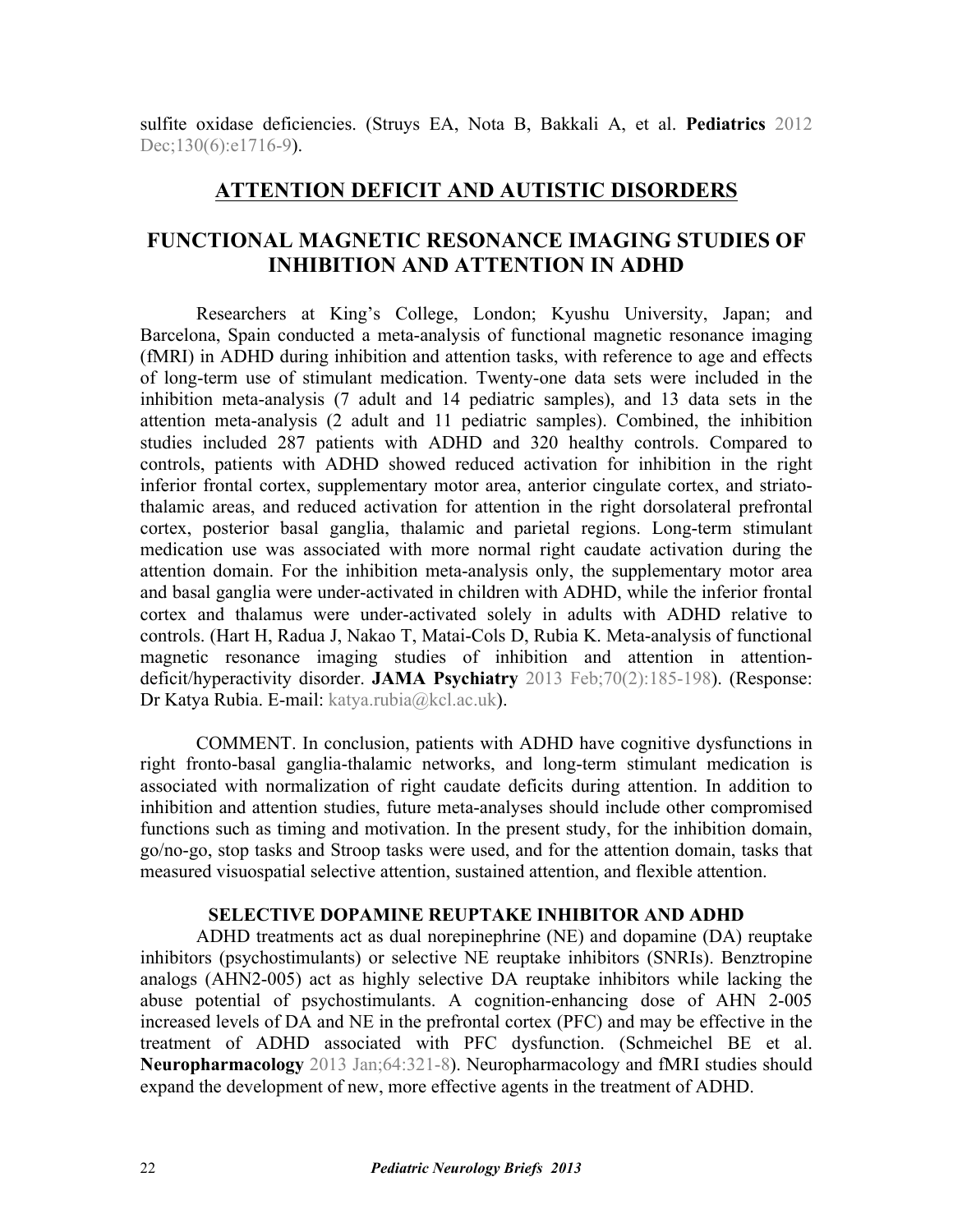sulfite oxidase deficiencies. (Struys EA, Nota B, Bakkali A, et al. **Pediatrics** 2012 Dec;130(6):e1716-9).

## ATTENTION DEFICIT AND AUTISTIC DISORDERS

## FUNCTIONAL MAGNETIC RESONANCE IMAGING STUDIES OF INHIBITION AND ATTENTION IN ADHD

Researchers at King's College, London; Kyushu University, Japan; and Barcelona, Spain conducted a meta-analysis of functional magnetic resonance imaging (fMRI) in ADHD during inhibition and attention tasks, with reference to age and effects of long-term use of stimulant medication. Twenty-one data sets were included in the inhibition meta-analysis (7 adult and 14 pediatric samples), and 13 data sets in the attention meta-analysis (2 adult and 11 pediatric samples). Combined, the inhibition studies included 287 patients with ADHD and 320 healthy controls. Compared to controls, patients with ADHD showed reduced activation for inhibition in the right inferior frontal cortex, supplementary motor area, anterior cingulate cortex, and striato-thalamic areas, and reduced activation for attention in the right dorsolateral prefrontal cortex, posterior basal ganglia, thalamic and parietal regions. Long-term stimulant medication use was associated with more normal right caudate activation during the attention domain. For the inhibition meta-analysis only, the supplementary motor area and basal ganglia were under-activated in children with ADHD, while the inferior frontal cortex and thalamus were under-activated solely in adults with ADHD relative to controls. (Hart H, Radua J, Nakao T, Matai-Cols D, Rubia K. Meta-analysis of functional magnetic resonance imaging studies of inhibition and attention in attention-deficit/hyperactivity disorder. **JAMA Psychiatry** 2013 Feb;70(2):185-198). (Response: Dr Katya Rubia. E-mail: katya.rubia@kcl.ac.uk).

COMMENT. In conclusion, patients with ADHD have cognitive dysfunctions in right fronto-basal ganglia-thalamic networks, and long-term stimulant medication is associated with normalization of right caudate deficits during attention. In addition to inhibition and attention studies, future meta-analyses should include other compromised functions such as timing and motivation. In the present study, for the inhibition domain, go/no-go, stop tasks and Stroop tasks were used, and for the attention domain, tasks that measured visuospatial selective attention, sustained attention, and flexible attention.

### SELECTIVE DOPAMINE REUPTAKE INHIBITOR AND ADHD

ADHD treatments act as dual norepinephrine (NE) and dopamine (DA) reuptake inhibitors (psychostimulants) or selective NE reuptake inhibitors (SNRIs). Benztropine analogs (AHN2-005) act as highly selective DA reuptake inhibitors while lacking the abuse potential of psychostimulants. A cognition-enhancing dose of AHN 2-005 increased levels of DA and NE in the prefrontal cortex (PFC) and may be effective in the treatment of ADHD associated with PFC dysfunction. (Schmeichel BE et al. **Neuropharmacology** 2013 Jan;64:321-8). Neuropharmacology and fMRI studies should expand the development of new, more effective agents in the treatment of ADHD.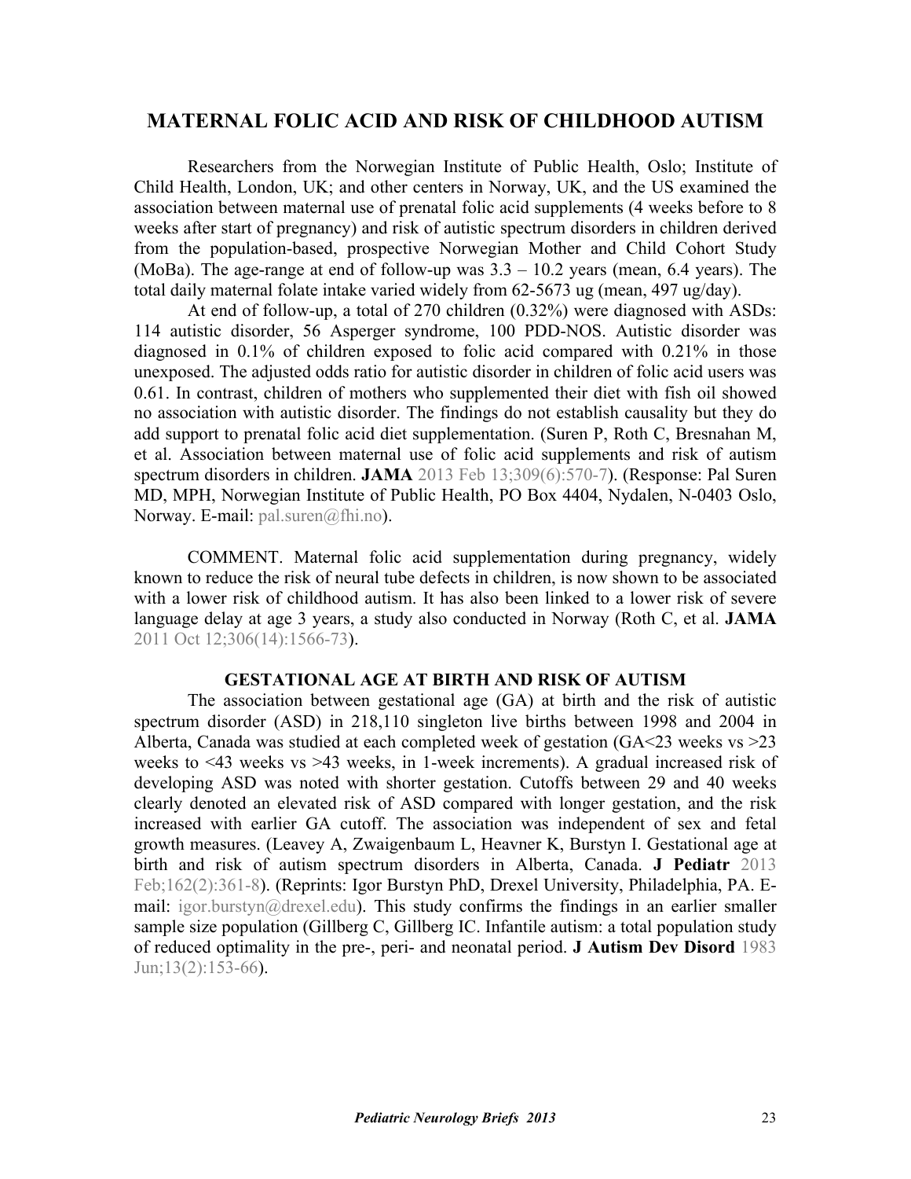## MATERNAL FOLIC ACID AND RISK OF CHILDHOOD AUTISM

Researchers from the Norwegian Institute of Public Health, Oslo; Institute of Child Health, London, UK; and other centers in Norway, UK, and the US examined the association between maternal use of prenatal folic acid supplements (4 weeks before to 8 weeks after start of pregnancy) and risk of autistic spectrum disorders in children derived from the population-based, prospective Norwegian Mother and Child Cohort Study (MoBa). The age-range at end of follow-up was 3.3 – 10.2 years (mean, 6.4 years). The total daily maternal folate intake varied widely from 62-5673 ug (mean, 497 ug/day).

At end of follow-up, a total of 270 children (0.32%) were diagnosed with ASDs: 114 autistic disorder, 56 Asperger syndrome, 100 PDD-NOS. Autistic disorder was diagnosed in 0.1% of children exposed to folic acid compared with 0.21% in those unexposed. The adjusted odds ratio for autistic disorder in children of folic acid users was 0.61. In contrast, children of mothers who supplemented their diet with fish oil showed no association with autistic disorder. The findings do not establish causality but they do add support to prenatal folic acid diet supplementation. (Suren P, Roth C, Bresnahan M, et al. Association between maternal use of folic acid supplements and risk of autism spectrum disorders in children. **JAMA** 2013 Feb 13;309(6):570-7). (Response: Pal Suren MD, MPH, Norwegian Institute of Public Health, PO Box 4404, Nydalen, N-0403 Oslo, Norway. E-mail: pal.suren@fhi.no).

COMMENT. Maternal folic acid supplementation during pregnancy, widely known to reduce the risk of neural tube defects in children, is now shown to be associated with a lower risk of childhood autism. It has also been linked to a lower risk of severe language delay at age 3 years, a study also conducted in Norway (Roth C, et al. **JAMA** 2011 Oct 12;306(14):1566-73).

### GESTATIONAL AGE AT BIRTH AND RISK OF AUTISM

The association between gestational age (GA) at birth and the risk of autistic spectrum disorder (ASD) in 218,110 singleton live births between 1998 and 2004 in Alberta, Canada was studied at each completed week of gestation (GA<23 weeks vs >23 weeks to <43 weeks vs >43 weeks, in 1-week increments). A gradual increased risk of developing ASD was noted with shorter gestation. Cutoffs between 29 and 40 weeks clearly denoted an elevated risk of ASD compared with longer gestation, and the risk increased with earlier GA cutoff. The association was independent of sex and fetal growth measures. (Leavey A, Zwaigenbaum L, Heavner K, Burstyn I. Gestational age at birth and risk of autism spectrum disorders in Alberta, Canada. **J Pediatr** 2013 Feb;162(2):361-8). (Reprints: Igor Burstyn PhD, Drexel University, Philadelphia, PA. E-mail: igor.burstyn@drexel.edu). This study confirms the findings in an earlier smaller sample size population (Gillberg C, Gillberg IC. Infantile autism: a total population study of reduced optimality in the pre-, peri- and neonatal period. **J Autism Dev Disord** 1983 Jun;13(2):153-66).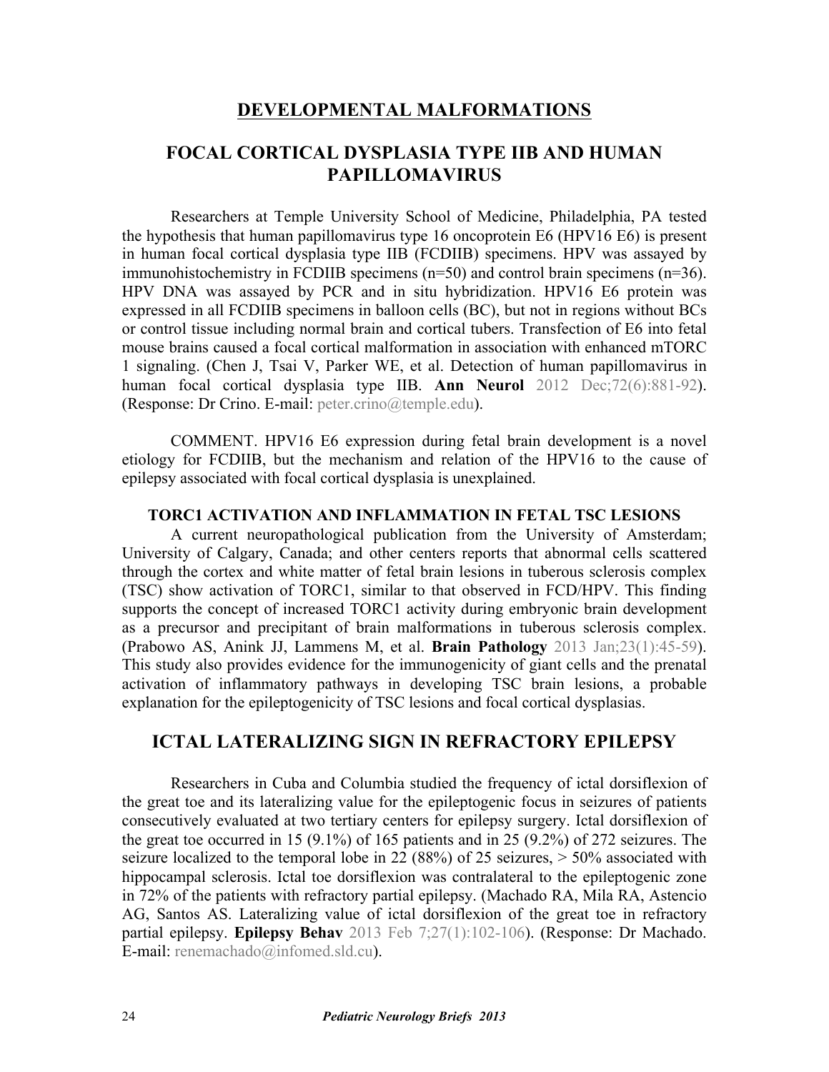## DEVELOPMENTAL MALFORMATIONS

## FOCAL CORTICAL DYSPLASIA TYPE IIB AND HUMAN PAPILLOMAVIRUS

Researchers at Temple University School of Medicine, Philadelphia, PA tested the hypothesis that human papillomavirus type 16 oncoprotein E6 (HPV16 E6) is present in human focal cortical dysplasia type IIB (FCDIIB) specimens. HPV was assayed by immunohistochemistry in FCDIIB specimens (n=50) and control brain specimens (n=36). HPV DNA was assayed by PCR and in situ hybridization. HPV16 E6 protein was expressed in all FCDIIB specimens in balloon cells (BC), but not in regions without BCs or control tissue including normal brain and cortical tubers. Transfection of E6 into fetal mouse brains caused a focal cortical malformation in association with enhanced mTORC 1 signaling. (Chen J, Tsai V, Parker WE, et al. Detection of human papillomavirus in human focal cortical dysplasia type IIB. **Ann Neurol** 2012 Dec;72(6):881-92). (Response: Dr Crino. E-mail: peter.crino@temple.edu).

COMMENT. HPV16 E6 expression during fetal brain development is a novel etiology for FCDIIB, but the mechanism and relation of the HPV16 to the cause of epilepsy associated with focal cortical dysplasia is unexplained.

**TORC1 ACTIVATION AND INFLAMMATION IN FETAL TSC LESIONS**

A current neuropathological publication from the University of Amsterdam; University of Calgary, Canada; and other centers reports that abnormal cells scattered through the cortex and white matter of fetal brain lesions in tuberous sclerosis complex (TSC) show activation of TORC1, similar to that observed in FCD/HPV. This finding supports the concept of increased TORC1 activity during embryonic brain development as a precursor and precipitant of brain malformations in tuberous sclerosis complex. (Prabowo AS, Anink JJ, Lammens M, et al. **Brain Pathology** 2013 Jan;23(1):45-59). This study also provides evidence for the immunogenicity of giant cells and the prenatal activation of inflammatory pathways in developing TSC brain lesions, a probable explanation for the epileptogenicity of TSC lesions and focal cortical dysplasias.

## ICTAL LATERALIZING SIGN IN REFRACTORY EPILEPSY

Researchers in Cuba and Columbia studied the frequency of ictal dorsiflexion of the great toe and its lateralizing value for the epileptogenic focus in seizures of patients consecutively evaluated at two tertiary centers for epilepsy surgery. Ictal dorsiflexion of the great toe occurred in 15 (9.1%) of 165 patients and in 25 (9.2%) of 272 seizures. The seizure localized to the temporal lobe in 22 (88%) of 25 seizures, > 50% associated with hippocampal sclerosis. Ictal toe dorsiflexion was contralateral to the epileptogenic zone in 72% of the patients with refractory partial epilepsy. (Machado RA, Mila RA, Astencio AG, Santos AS. Lateralizing value of ictal dorsiflexion of the great toe in refractory partial epilepsy. **Epilepsy Behav** 2013 Feb 7;27(1):102-106). (Response: Dr Machado. E-mail: renemachado@infomed.sld.cu).